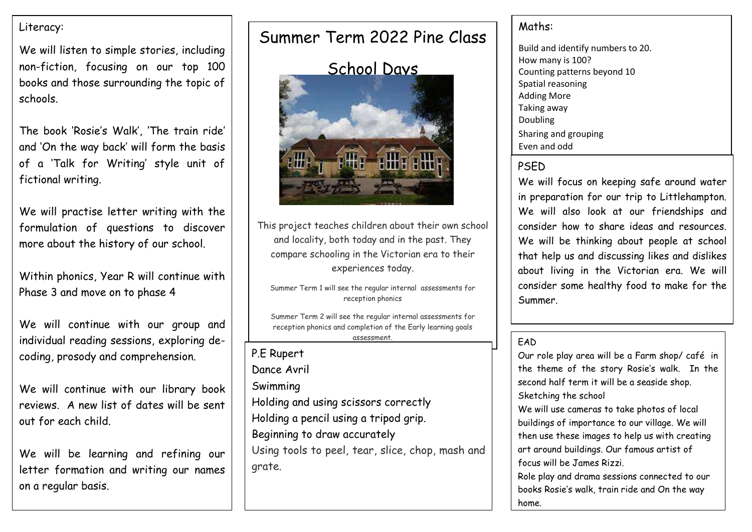# Summer Term 2022 Pine Class

## School Days

This project teaches children about their own school and locality, both today and in the past. They compare schooling in the Victorian era to their experiences today.

Summer Term 1 will see the regular internal assessments for reception phonics

Summer Term 2 will see the regular internal assessments for reception phonics and completion of the Early learning goals assessment.

## Literacy:

We will listen to simple stories, including non-fiction, focusing on our top 100 books and those surrounding the topic of schools.

The book 'Rosie's Walk', 'The train ride' and 'On the way back' will form the basis of a 'Talk for Writing' style unit of fictional writing.

We will practise letter writing with the formulation of questions to discover more about the history of our school.

Within phonics, Year R will continue with Phase 3 and move on to phase 4

We will continue with our group and individual reading sessions, exploring de-coding, prosody and comprehension.

We will continue with our library book reviews. A new list of dates will be sent out for each child.

We will be learning and refining our letter formation and writing our names on a regular basis.

## P.E Rupert

Dance Avril

Swimming

Holding and using scissors correctly

Holding a pencil using a tripod grip.

Beginning to draw accurately

Using tools to peel, tear, slice, chop, mash and grate.

## Maths:

Build and identify numbers to 20.
How many is 100?
Counting patterns beyond 10
Spatial reasoning
Adding More
Taking away
Doubling
Sharing and grouping
Even and odd

## PSED

We will focus on keeping safe around water in preparation for our trip to Littlehampton. We will also look at our friendships and consider how to share ideas and resources. We will be thinking about people at school that help us and discussing likes and dislikes about living in the Victorian era. We will consider some healthy food to make for the Summer.

## EAD

Our role play area will be a Farm shop/ café in the theme of the story Rosie's walk. In the second half term it will be a seaside shop.

Sketching the school

We will use cameras to take photos of local buildings of importance to our village. We will then use these images to help us with creating art around buildings. Our famous artist of focus will be James Rizzi.

Role play and drama sessions connected to our books Rosie's walk, train ride and On the way home.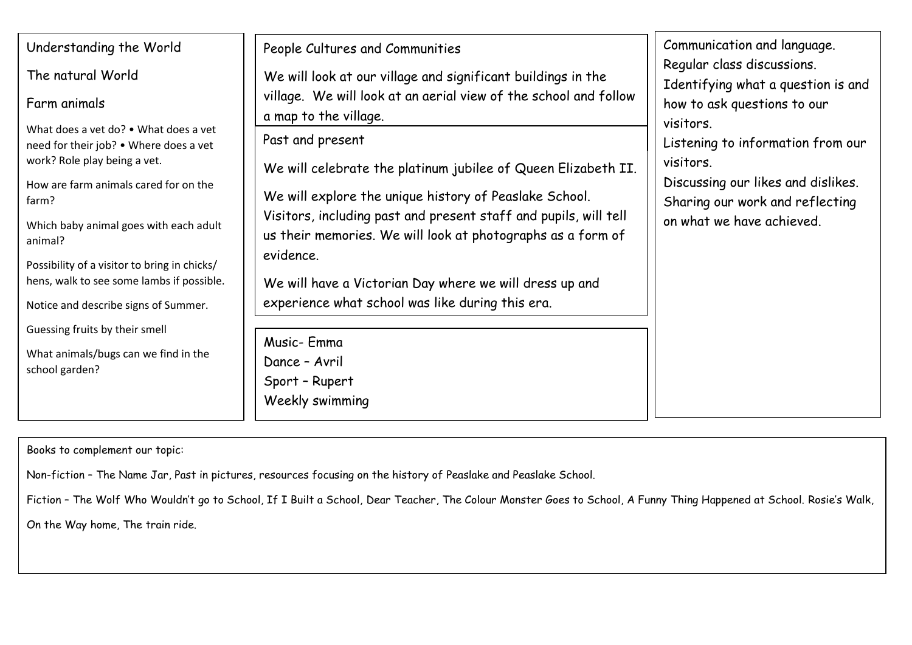## Understanding the World

### The natural World

### Farm animals

What does a vet do? • What does a vet need for their job? • Where does a vet work? Role play being a vet.

How are farm animals cared for on the farm?

Which baby animal goes with each adult animal?

Possibility of a visitor to bring in chicks/ hens, walk to see some lambs if possible.

Notice and describe signs of Summer.

Guessing fruits by their smell

What animals/bugs can we find in the school garden?

## People Cultures and Communities

We will look at our village and significant buildings in the village. We will look at an aerial view of the school and follow a map to the village.

## Past and present

We will celebrate the platinum jubilee of Queen Elizabeth II.

We will explore the unique history of Peaslake School. Visitors, including past and present staff and pupils, will tell us their memories. We will look at photographs as a form of evidence.

We will have a Victorian Day where we will dress up and experience what school was like during this era.

Music- Emma
Dance – Avril
Sport – Rupert
Weekly swimming

## Communication and language.

Regular class discussions.
Identifying what a question is and how to ask questions to our visitors.
Listening to information from our visitors.
Discussing our likes and dislikes.
Sharing our work and reflecting on what we have achieved.

Books to complement our topic:

Non-fiction – The Name Jar, Past in pictures, resources focusing on the history of Peaslake and Peaslake School.

Fiction – The Wolf Who Wouldn't go to School, If I Built a School, Dear Teacher, The Colour Monster Goes to School, A Funny Thing Happened at School. Rosie's Walk, On the Way home, The train ride.